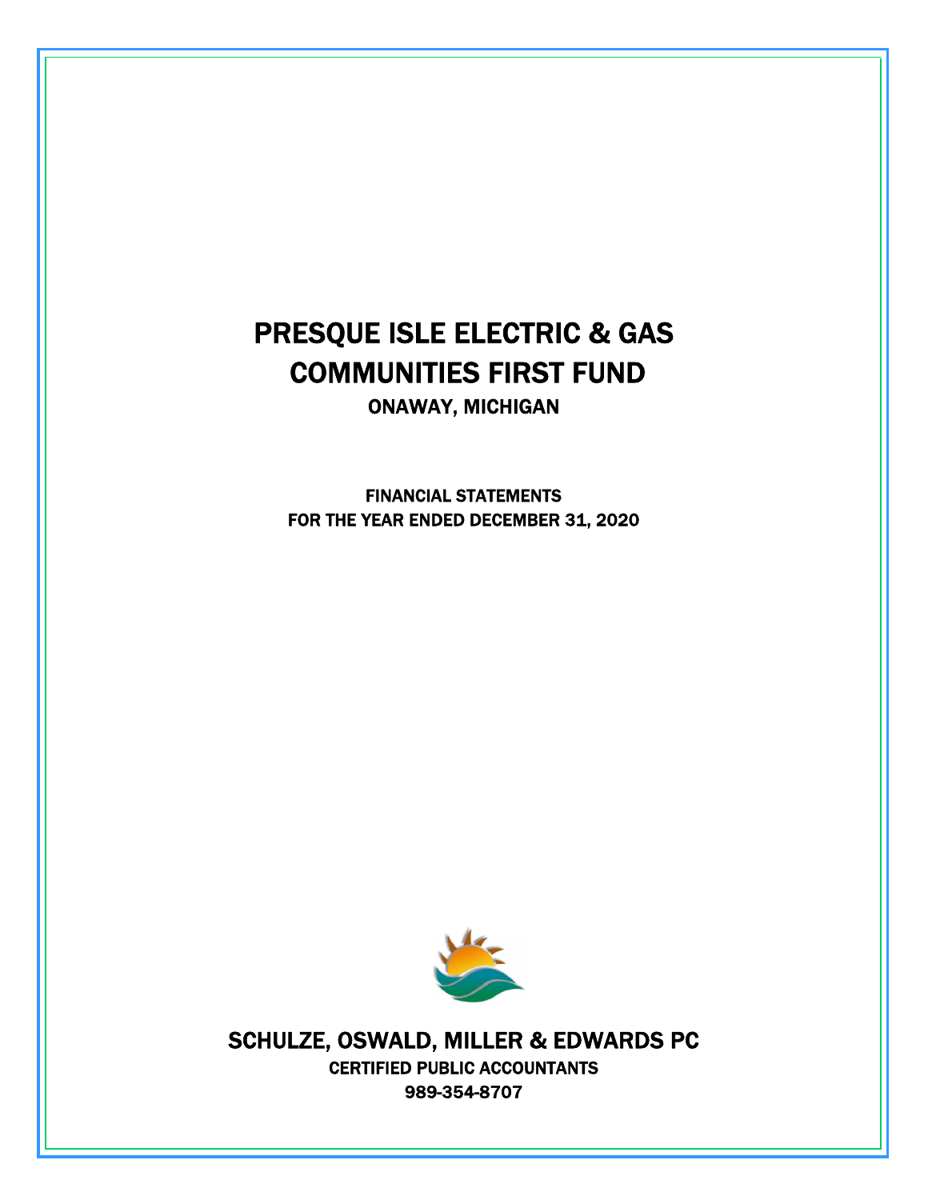# PRESQUE ISLE ELECTRIC & GAS COMMUNITIES FIRST FUND

## ONAWAY, MICHIGAN

### FINANCIAL STATEMENTS
### FOR THE YEAR ENDED DECEMBER 31, 2020

## SCHULZE, OSWALD, MILLER & EDWARDS PC

**CERTIFIED PUBLIC ACCOUNTANTS**

**989-354-8707**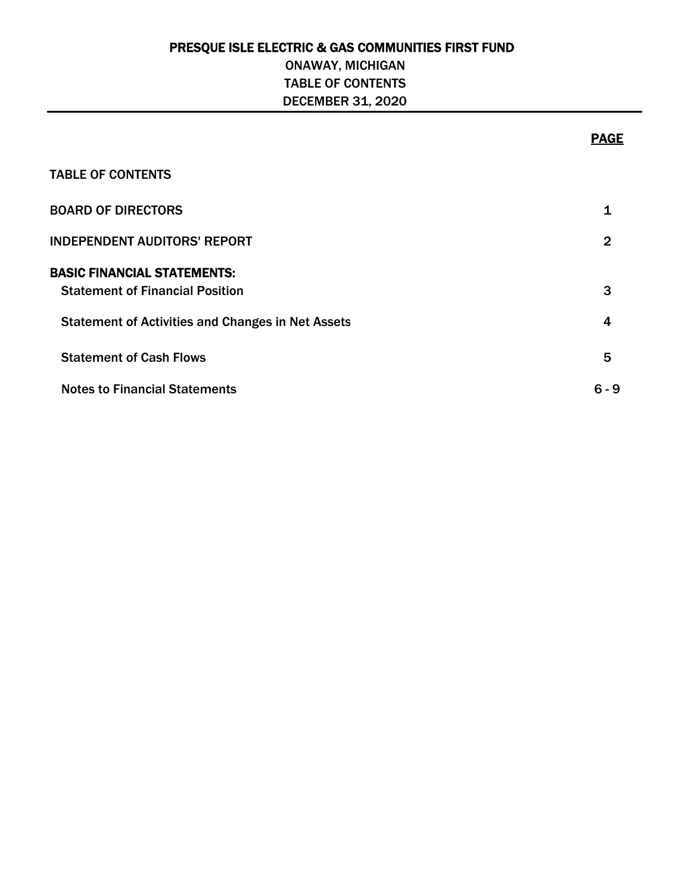# PRESQUE ISLE ELECTRIC & GAS COMMUNITIES FIRST FUND

ONAWAY, MICHIGAN

TABLE OF CONTENTS

DECEMBER 31, 2020

| | PAGE |
|---|---|
| TABLE OF CONTENTS | |
| BOARD OF DIRECTORS | 1 |
| INDEPENDENT AUDITORS' REPORT | 2 |
| **BASIC FINANCIAL STATEMENTS:** | |
| Statement of Financial Position | 3 |
| Statement of Activities and Changes in Net Assets | 4 |
| Statement of Cash Flows | 5 |
| Notes to Financial Statements | 6 - 9 |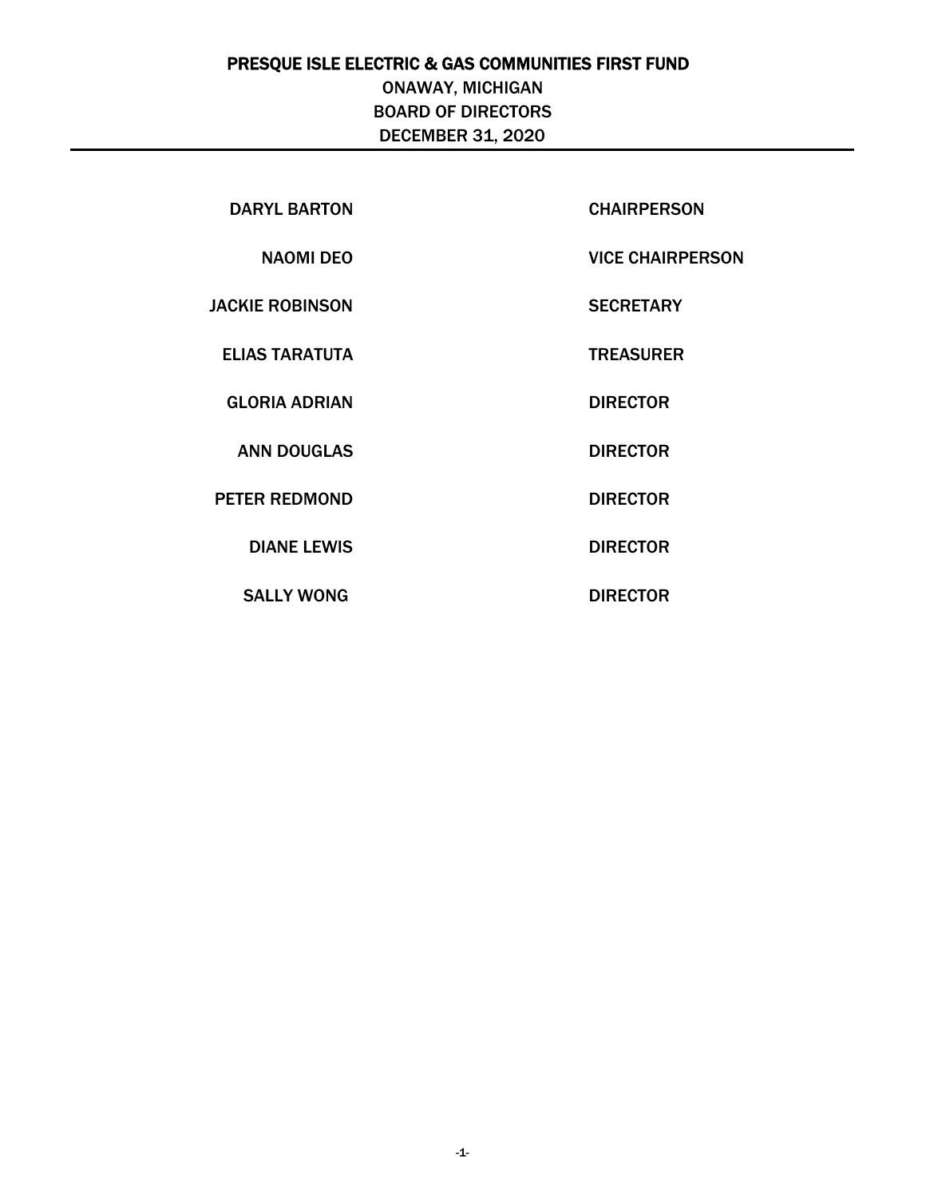# PRESQUE ISLE ELECTRIC & GAS COMMUNITIES FIRST FUND

ONAWAY, MICHIGAN

BOARD OF DIRECTORS

DECEMBER 31, 2020

| | |
|---|---|
| DARYL BARTON | CHAIRPERSON |
| NAOMI DEO | VICE CHAIRPERSON |
| JACKIE ROBINSON | SECRETARY |
| ELIAS TARATUTA | TREASURER |
| GLORIA ADRIAN | DIRECTOR |
| ANN DOUGLAS | DIRECTOR |
| PETER REDMOND | DIRECTOR |
| DIANE LEWIS | DIRECTOR |
| SALLY WONG | DIRECTOR |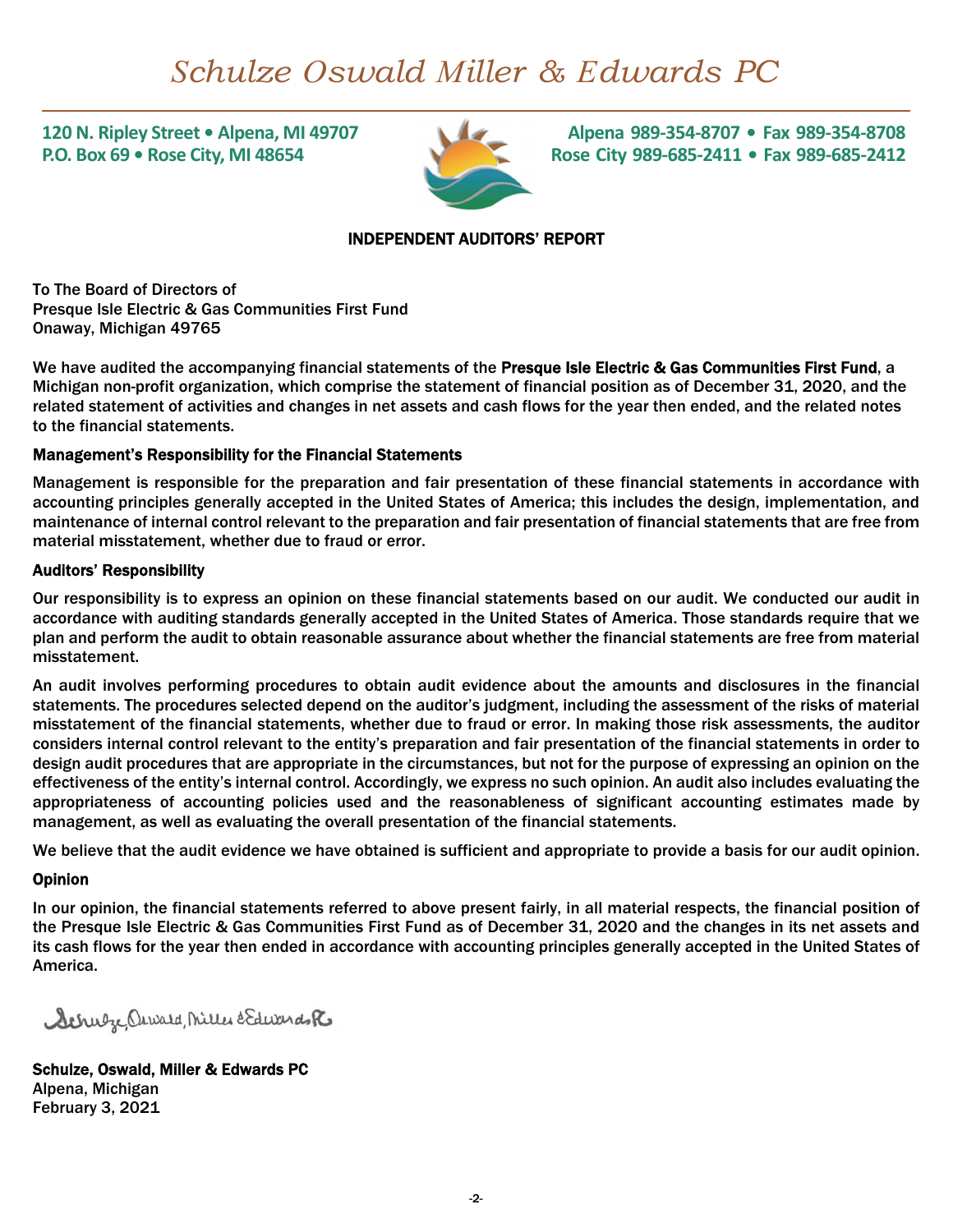*Schulze Oswald Miller & Edwards PC*

**120 N. Ripley Street • Alpena, MI 49707**
**P.O. Box 69 • Rose City, MI 48654**

**Alpena 989-354-8707 • Fax 989-354-8708**
**Rose City 989-685-2411 • Fax 989-685-2412**

## INDEPENDENT AUDITORS' REPORT

To The Board of Directors of
Presque Isle Electric & Gas Communities First Fund
Onaway, Michigan 49765

We have audited the accompanying financial statements of the **Presque Isle Electric & Gas Communities First Fund**, a Michigan non-profit organization, which comprise the statement of financial position as of December 31, 2020, and the related statement of activities and changes in net assets and cash flows for the year then ended, and the related notes to the financial statements.

### Management's Responsibility for the Financial Statements

Management is responsible for the preparation and fair presentation of these financial statements in accordance with accounting principles generally accepted in the United States of America; this includes the design, implementation, and maintenance of internal control relevant to the preparation and fair presentation of financial statements that are free from material misstatement, whether due to fraud or error.

### Auditors' Responsibility

Our responsibility is to express an opinion on these financial statements based on our audit. We conducted our audit in accordance with auditing standards generally accepted in the United States of America. Those standards require that we plan and perform the audit to obtain reasonable assurance about whether the financial statements are free from material misstatement.

An audit involves performing procedures to obtain audit evidence about the amounts and disclosures in the financial statements. The procedures selected depend on the auditor's judgment, including the assessment of the risks of material misstatement of the financial statements, whether due to fraud or error. In making those risk assessments, the auditor considers internal control relevant to the entity's preparation and fair presentation of the financial statements in order to design audit procedures that are appropriate in the circumstances, but not for the purpose of expressing an opinion on the effectiveness of the entity's internal control. Accordingly, we express no such opinion. An audit also includes evaluating the appropriateness of accounting policies used and the reasonableness of significant accounting estimates made by management, as well as evaluating the overall presentation of the financial statements.

We believe that the audit evidence we have obtained is sufficient and appropriate to provide a basis for our audit opinion.

### Opinion

In our opinion, the financial statements referred to above present fairly, in all material respects, the financial position of the Presque Isle Electric & Gas Communities First Fund as of December 31, 2020 and the changes in its net assets and its cash flows for the year then ended in accordance with accounting principles generally accepted in the United States of America.

*Schulze, Oswald, Miller & Edwards PC*

**Schulze, Oswald, Miller & Edwards PC**
Alpena, Michigan
February 3, 2021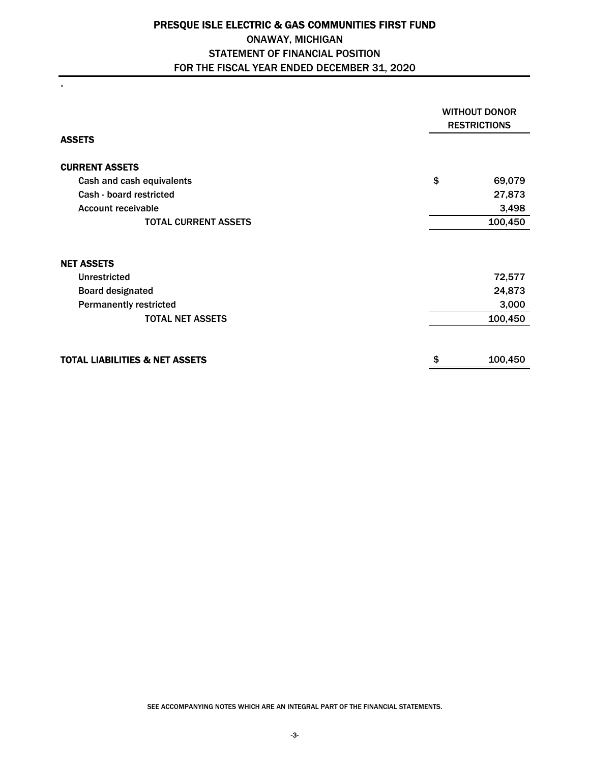# PRESQUE ISLE ELECTRIC & GAS COMMUNITIES FIRST FUND

## ONAWAY, MICHIGAN

## STATEMENT OF FINANCIAL POSITION

## FOR THE FISCAL YEAR ENDED DECEMBER 31, 2020

.

| | WITHOUT DONOR RESTRICTIONS |
|---|---|
| **ASSETS** | |
| **CURRENT ASSETS** | |
| Cash and cash equivalents | $ 69,079 |
| Cash - board restricted | 27,873 |
| Account receivable | 3,498 |
| TOTAL CURRENT ASSETS | 100,450 |
| **NET ASSETS** | |
| Unrestricted | 72,577 |
| Board designated | 24,873 |
| Permanently restricted | 3,000 |
| TOTAL NET ASSETS | 100,450 |
| **TOTAL LIABILITIES & NET ASSETS** | $ 100,450 |

SEE ACCOMPANYING NOTES WHICH ARE AN INTEGRAL PART OF THE FINANCIAL STATEMENTS.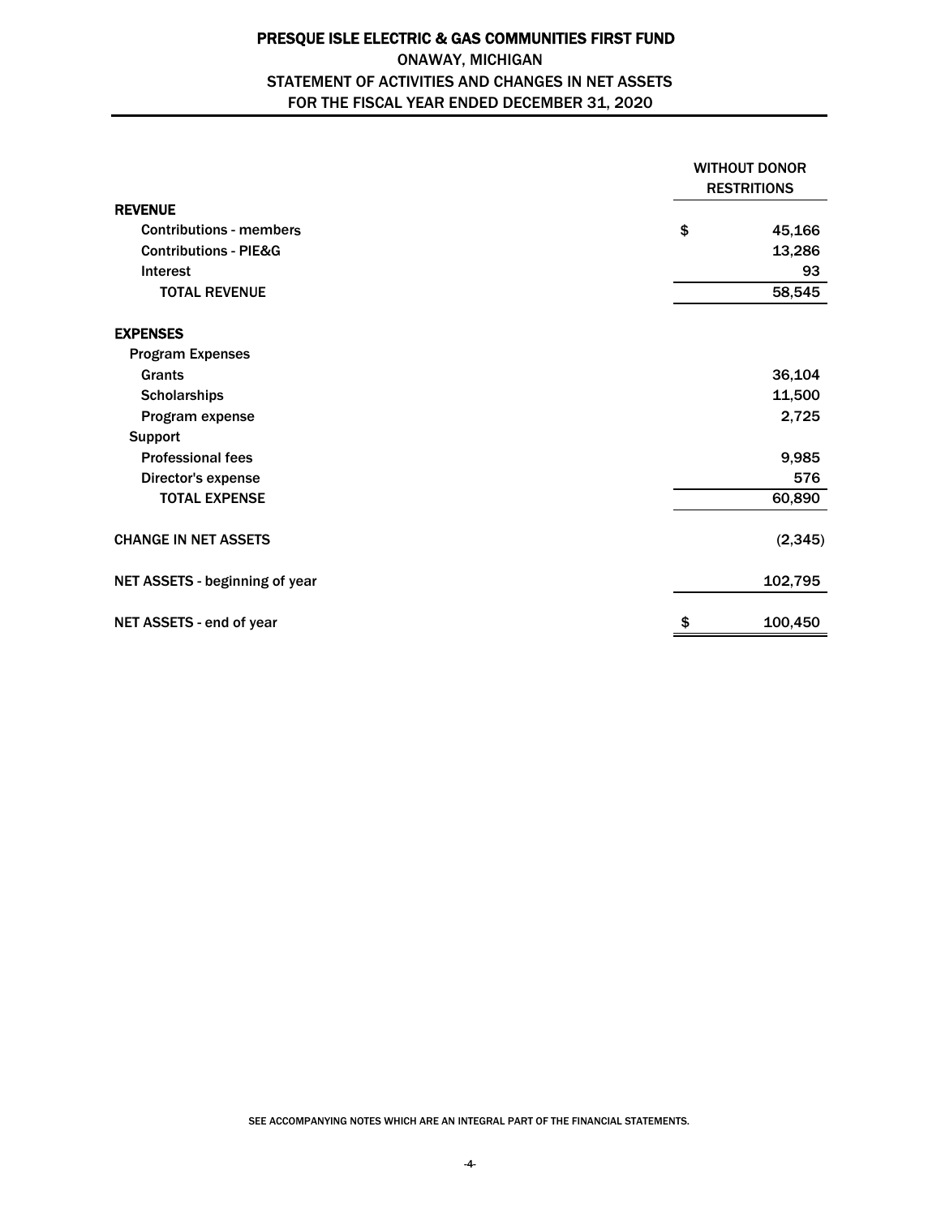# PRESQUE ISLE ELECTRIC & GAS COMMUNITIES FIRST FUND

## ONAWAY, MICHIGAN

## STATEMENT OF ACTIVITIES AND CHANGES IN NET ASSETS

## FOR THE FISCAL YEAR ENDED DECEMBER 31, 2020

| | WITHOUT DONOR RESTRITIONS |
|---|---|
| **REVENUE** | |
| Contributions - members | $ 45,166 |
| Contributions - PIE&G | 13,286 |
| Interest | 93 |
| TOTAL REVENUE | 58,545 |
| **EXPENSES** | |
| Program Expenses | |
| Grants | 36,104 |
| Scholarships | 11,500 |
| Program expense | 2,725 |
| Support | |
| Professional fees | 9,985 |
| Director's expense | 576 |
| TOTAL EXPENSE | 60,890 |
| CHANGE IN NET ASSETS | (2,345) |
| NET ASSETS - beginning of year | 102,795 |
| NET ASSETS - end of year | $ 100,450 |

SEE ACCOMPANYING NOTES WHICH ARE AN INTEGRAL PART OF THE FINANCIAL STATEMENTS.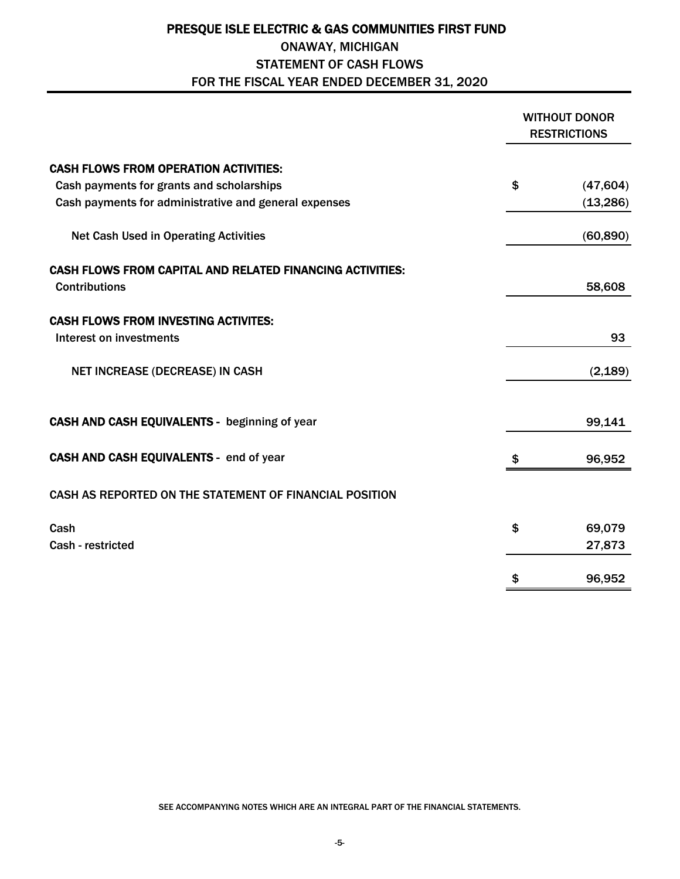# PRESQUE ISLE ELECTRIC & GAS COMMUNITIES FIRST FUND

## ONAWAY, MICHIGAN

## STATEMENT OF CASH FLOWS

## FOR THE FISCAL YEAR ENDED DECEMBER 31, 2020

| | WITHOUT DONOR RESTRICTIONS |
|---|---|
| **CASH FLOWS FROM OPERATION ACTIVITIES:** | |
| Cash payments for grants and scholarships | $ (47,604) |
| Cash payments for administrative and general expenses | (13,286) |
| Net Cash Used in Operating Activities | (60,890) |
| **CASH FLOWS FROM CAPITAL AND RELATED FINANCING ACTIVITIES:** | |
| Contributions | 58,608 |
| **CASH FLOWS FROM INVESTING ACTIVITES:** | |
| Interest on investments | 93 |
| NET INCREASE (DECREASE) IN CASH | (2,189) |
| **CASH AND CASH EQUIVALENTS -** beginning of year | 99,141 |
| **CASH AND CASH EQUIVALENTS -** end of year | $ 96,952 |
| CASH AS REPORTED ON THE STATEMENT OF FINANCIAL POSITION | |
| Cash | $ 69,079 |
| Cash - restricted | 27,873 |
| | $ 96,952 |

SEE ACCOMPANYING NOTES WHICH ARE AN INTEGRAL PART OF THE FINANCIAL STATEMENTS.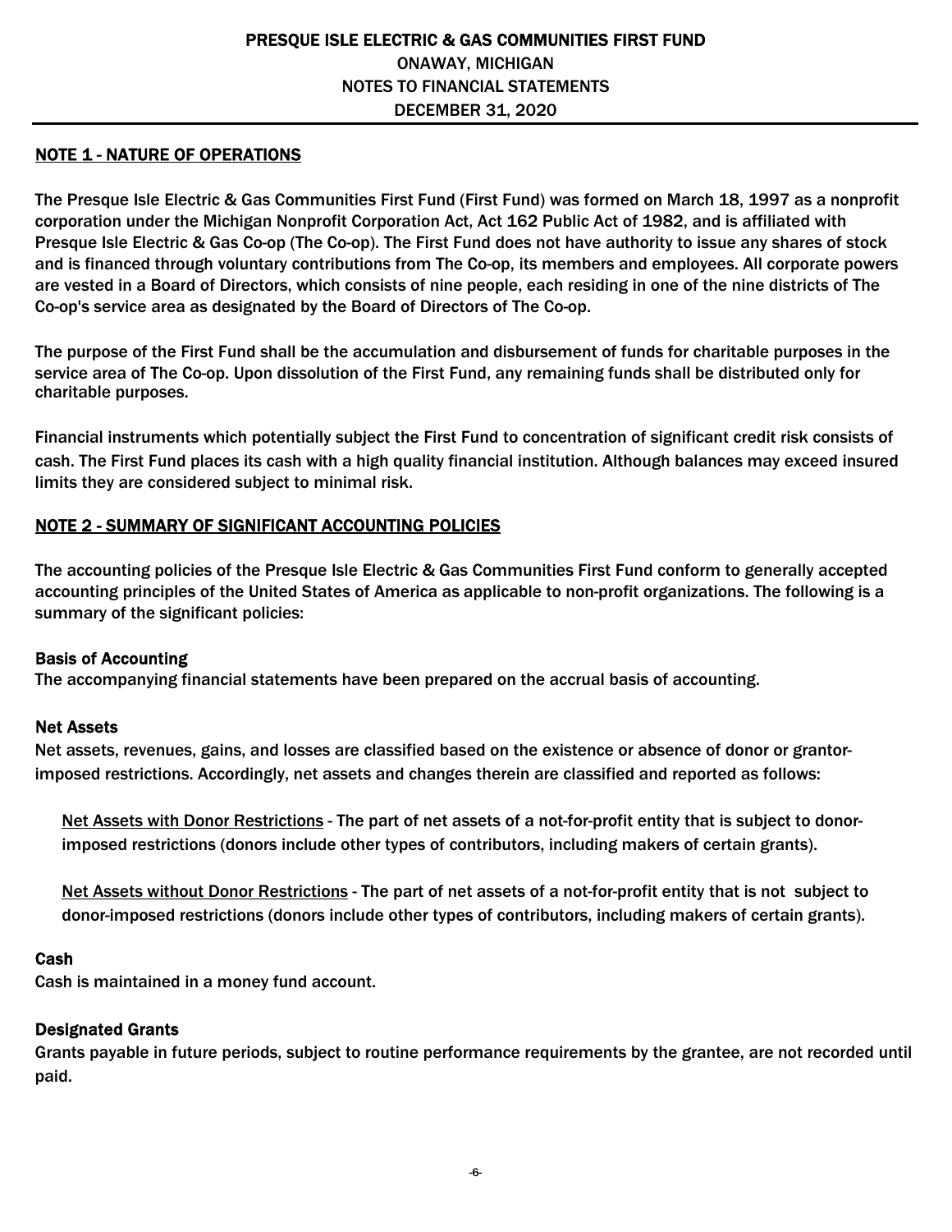# PRESQUE ISLE ELECTRIC & GAS COMMUNITIES FIRST FUND
## ONAWAY, MICHIGAN
## NOTES TO FINANCIAL STATEMENTS
## DECEMBER 31, 2020

## NOTE 1 - NATURE OF OPERATIONS

The Presque Isle Electric & Gas Communities First Fund (First Fund) was formed on March 18, 1997 as a nonprofit corporation under the Michigan Nonprofit Corporation Act, Act 162 Public Act of 1982, and is affiliated with Presque Isle Electric & Gas Co-op (The Co-op). The First Fund does not have authority to issue any shares of stock and is financed through voluntary contributions from The Co-op, its members and employees. All corporate powers are vested in a Board of Directors, which consists of nine people, each residing in one of the nine districts of The Co-op's service area as designated by the Board of Directors of The Co-op.

The purpose of the First Fund shall be the accumulation and disbursement of funds for charitable purposes in the service area of The Co-op. Upon dissolution of the First Fund, any remaining funds shall be distributed only for charitable purposes.

Financial instruments which potentially subject the First Fund to concentration of significant credit risk consists of cash. The First Fund places its cash with a high quality financial institution. Although balances may exceed insured limits they are considered subject to minimal risk.

## NOTE 2 - SUMMARY OF SIGNIFICANT ACCOUNTING POLICIES

The accounting policies of the Presque Isle Electric & Gas Communities First Fund conform to generally accepted accounting principles of the United States of America as applicable to non-profit organizations. The following is a summary of the significant policies:

### Basis of Accounting

The accompanying financial statements have been prepared on the accrual basis of accounting.

### Net Assets

Net assets, revenues, gains, and losses are classified based on the existence or absence of donor or grantor-imposed restrictions. Accordingly, net assets and changes therein are classified and reported as follows:

Net Assets with Donor Restrictions - The part of net assets of a not-for-profit entity that is subject to donor-imposed restrictions (donors include other types of contributors, including makers of certain grants).

Net Assets without Donor Restrictions - The part of net assets of a not-for-profit entity that is not subject to donor-imposed restrictions (donors include other types of contributors, including makers of certain grants).

### Cash

Cash is maintained in a money fund account.

### Designated Grants

Grants payable in future periods, subject to routine performance requirements by the grantee, are not recorded until paid.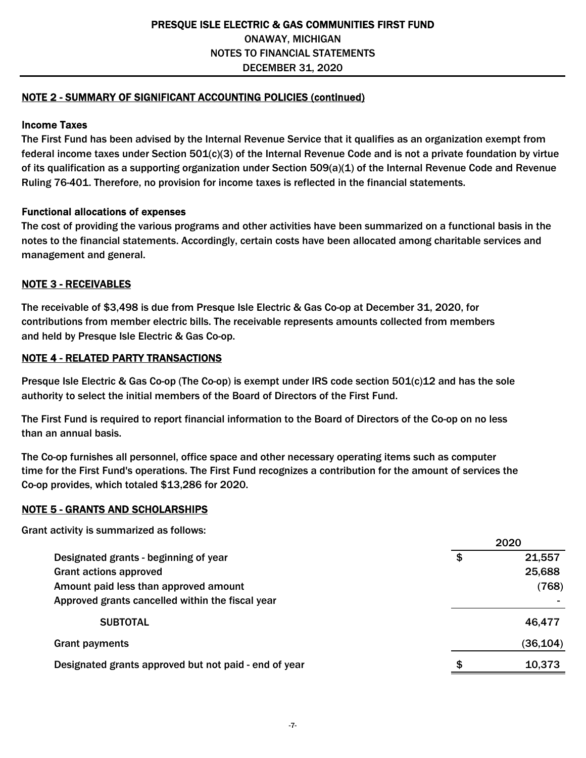## NOTE 2 - SUMMARY OF SIGNIFICANT ACCOUNTING POLICIES (continued)

### Income Taxes

The First Fund has been advised by the Internal Revenue Service that it qualifies as an organization exempt from federal income taxes under Section 501(c)(3) of the Internal Revenue Code and is not a private foundation by virtue of its qualification as a supporting organization under Section 509(a)(1) of the Internal Revenue Code and Revenue Ruling 76-401. Therefore, no provision for income taxes is reflected in the financial statements.

### Functional allocations of expenses

The cost of providing the various programs and other activities have been summarized on a functional basis in the notes to the financial statements. Accordingly, certain costs have been allocated among charitable services and management and general.

## NOTE 3 - RECEIVABLES

The receivable of $3,498 is due from Presque Isle Electric & Gas Co-op at December 31, 2020, for contributions from member electric bills. The receivable represents amounts collected from members and held by Presque Isle Electric & Gas Co-op.

## NOTE 4 - RELATED PARTY TRANSACTIONS

Presque Isle Electric & Gas Co-op (The Co-op) is exempt under IRS code section 501(c)12 and has the sole authority to select the initial members of the Board of Directors of the First Fund.

The First Fund is required to report financial information to the Board of Directors of the Co-op on no less than an annual basis.

The Co-op furnishes all personnel, office space and other necessary operating items such as computer time for the First Fund's operations. The First Fund recognizes a contribution for the amount of services the Co-op provides, which totaled $13,286 for 2020.

## NOTE 5 - GRANTS AND SCHOLARSHIPS

Grant activity is summarized as follows:

| | 2020 |
|---|---|
| Designated grants - beginning of year | $ 21,557 |
| Grant actions approved | 25,688 |
| Amount paid less than approved amount | (768) |
| Approved grants cancelled within the fiscal year | - |
| SUBTOTAL | 46,477 |
| Grant payments | (36,104) |
| Designated grants approved but not paid - end of year | $ 10,373 |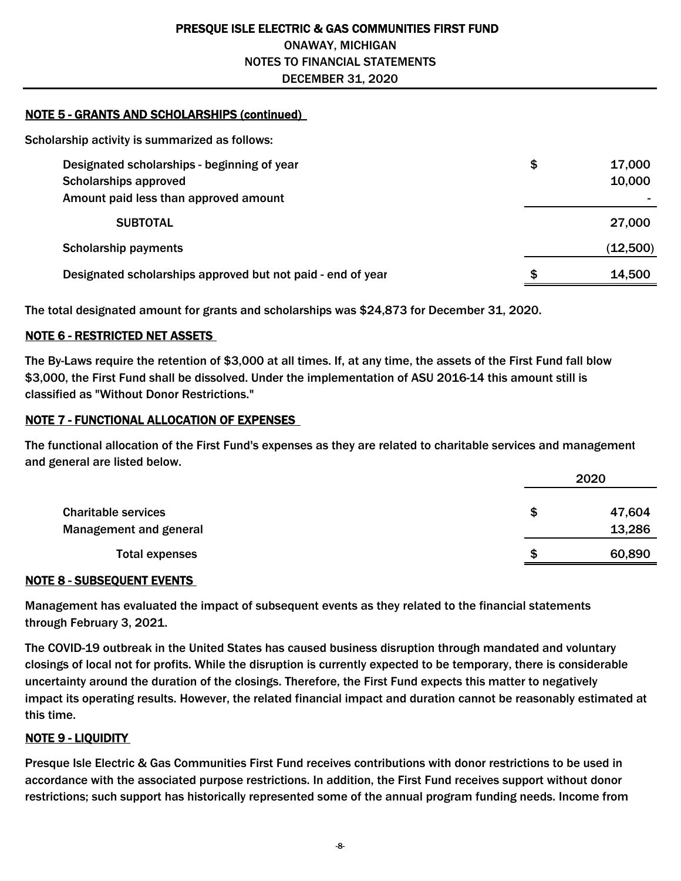# PRESQUE ISLE ELECTRIC & GAS COMMUNITIES FIRST FUND
## ONAWAY, MICHIGAN
## NOTES TO FINANCIAL STATEMENTS
## DECEMBER 31, 2020

### NOTE 5 - GRANTS AND SCHOLARSHIPS (continued)

Scholarship activity is summarized as follows:

| | | |
|---|---|---|
| Designated scholarships - beginning of year | $ | 17,000 |
| Scholarships approved | | 10,000 |
| Amount paid less than approved amount | | - |
| SUBTOTAL | | 27,000 |
| Scholarship payments | | (12,500) |
| Designated scholarships approved but not paid - end of year | $ | 14,500 |

The total designated amount for grants and scholarships was $24,873 for December 31, 2020.

### NOTE 6 - RESTRICTED NET ASSETS

The By-Laws require the retention of $3,000 at all times. If, at any time, the assets of the First Fund fall blow $3,000, the First Fund shall be dissolved. Under the implementation of ASU 2016-14 this amount still is classified as "Without Donor Restrictions."

### NOTE 7 - FUNCTIONAL ALLOCATION OF EXPENSES

The functional allocation of the First Fund's expenses as they are related to charitable services and management and general are listed below.

| | | 2020 |
|---|---|---|
| Charitable services | $ | 47,604 |
| Management and general | | 13,286 |
| Total expenses | $ | 60,890 |

### NOTE 8 - SUBSEQUENT EVENTS

Management has evaluated the impact of subsequent events as they related to the financial statements through February 3, 2021.

The COVID-19 outbreak in the United States has caused business disruption through mandated and voluntary closings of local not for profits. While the disruption is currently expected to be temporary, there is considerable uncertainty around the duration of the closings. Therefore, the First Fund expects this matter to negatively impact its operating results. However, the related financial impact and duration cannot be reasonably estimated at this time.

### NOTE 9 - LIQUIDITY

Presque Isle Electric & Gas Communities First Fund receives contributions with donor restrictions to be used in accordance with the associated purpose restrictions. In addition, the First Fund receives support without donor restrictions; such support has historically represented some of the annual program funding needs. Income from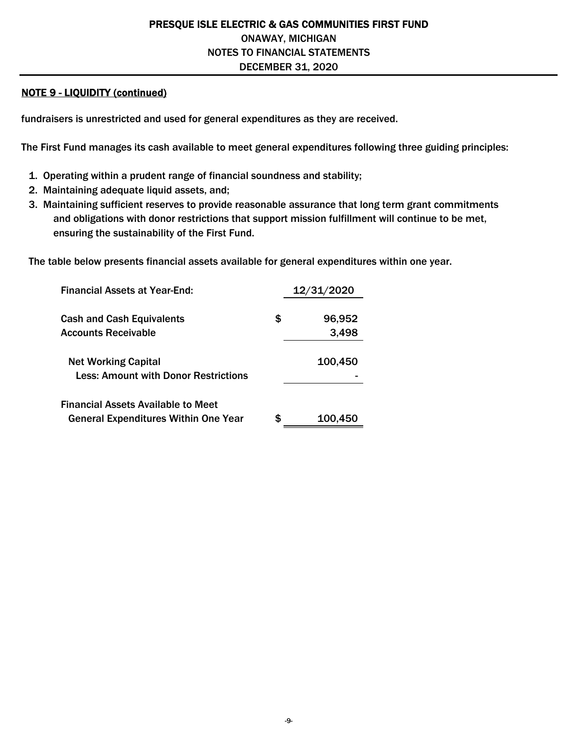**NOTE 9 - LIQUIDITY (continued)**

fundraisers is unrestricted and used for general expenditures as they are received.

The First Fund manages its cash available to meet general expenditures following three guiding principles:

1. Operating within a prudent range of financial soundness and stability;
2. Maintaining adequate liquid assets, and;
3. Maintaining sufficient reserves to provide reasonable assurance that long term grant commitments and obligations with donor restrictions that support mission fulfillment will continue to be met, ensuring the sustainability of the First Fund.

The table below presents financial assets available for general expenditures within one year.

| Financial Assets at Year-End: | 12/31/2020 |
|---|---|
| Cash and Cash Equivalents | $ 96,952 |
| Accounts Receivable | 3,498 |
| Net Working Capital | 100,450 |
| Less: Amount with Donor Restrictions | - |
| Financial Assets Available to Meet General Expenditures Within One Year | $ 100,450 |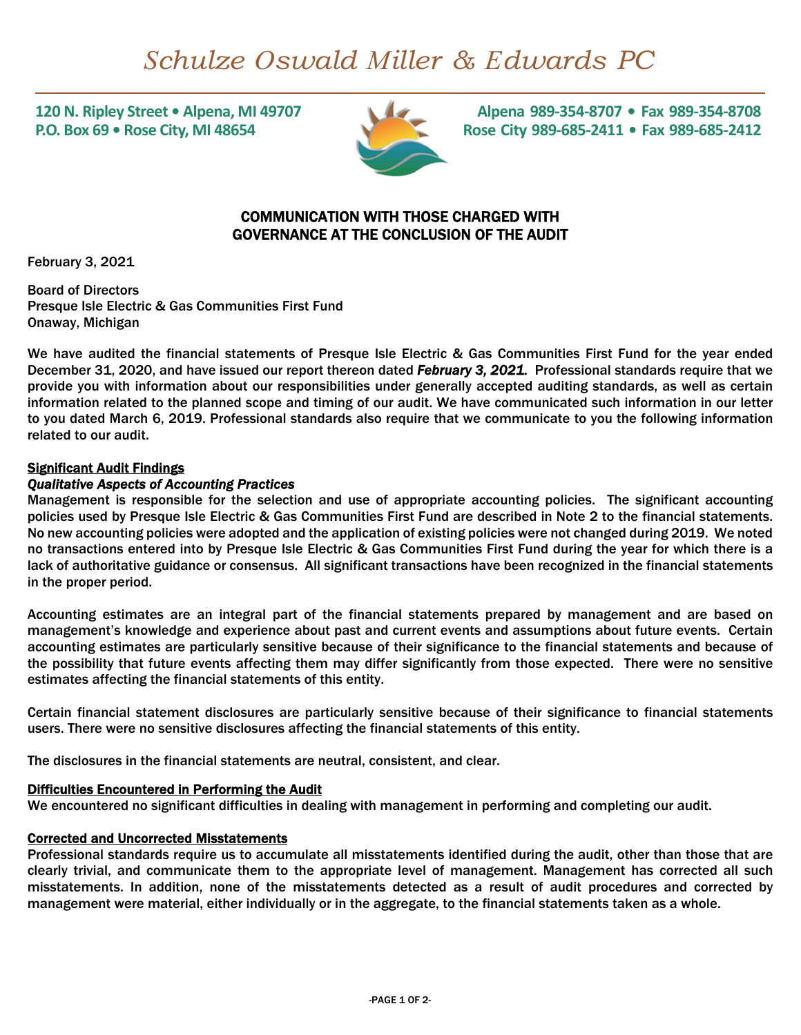# *Schulze Oswald Miller & Edwards PC*

**120 N. Ripley Street • Alpena, MI 49707**
**P.O. Box 69 • Rose City, MI 48654**

**Alpena 989-354-8707 • Fax 989-354-8708**
**Rose City 989-685-2411 • Fax 989-685-2412**

## COMMUNICATION WITH THOSE CHARGED WITH GOVERNANCE AT THE CONCLUSION OF THE AUDIT

February 3, 2021

Board of Directors
Presque Isle Electric & Gas Communities First Fund
Onaway, Michigan

We have audited the financial statements of Presque Isle Electric & Gas Communities First Fund for the year ended December 31, 2020, and have issued our report thereon dated ***February 3, 2021.*** Professional standards require that we provide you with information about our responsibilities under generally accepted auditing standards, as well as certain information related to the planned scope and timing of our audit. We have communicated such information in our letter to you dated March 6, 2019. Professional standards also require that we communicate to you the following information related to our audit.

**Significant Audit Findings**

***Qualitative Aspects of Accounting Practices***

Management is responsible for the selection and use of appropriate accounting policies. The significant accounting policies used by Presque Isle Electric & Gas Communities First Fund are described in Note 2 to the financial statements. No new accounting policies were adopted and the application of existing policies were not changed during 2019. We noted no transactions entered into by Presque Isle Electric & Gas Communities First Fund during the year for which there is a lack of authoritative guidance or consensus. All significant transactions have been recognized in the financial statements in the proper period.

Accounting estimates are an integral part of the financial statements prepared by management and are based on management's knowledge and experience about past and current events and assumptions about future events. Certain accounting estimates are particularly sensitive because of their significance to the financial statements and because of the possibility that future events affecting them may differ significantly from those expected. There were no sensitive estimates affecting the financial statements of this entity.

Certain financial statement disclosures are particularly sensitive because of their significance to financial statements users. There were no sensitive disclosures affecting the financial statements of this entity.

The disclosures in the financial statements are neutral, consistent, and clear.

**Difficulties Encountered in Performing the Audit**

We encountered no significant difficulties in dealing with management in performing and completing our audit.

**Corrected and Uncorrected Misstatements**

Professional standards require us to accumulate all misstatements identified during the audit, other than those that are clearly trivial, and communicate them to the appropriate level of management. Management has corrected all such misstatements. In addition, none of the misstatements detected as a result of audit procedures and corrected by management were material, either individually or in the aggregate, to the financial statements taken as a whole.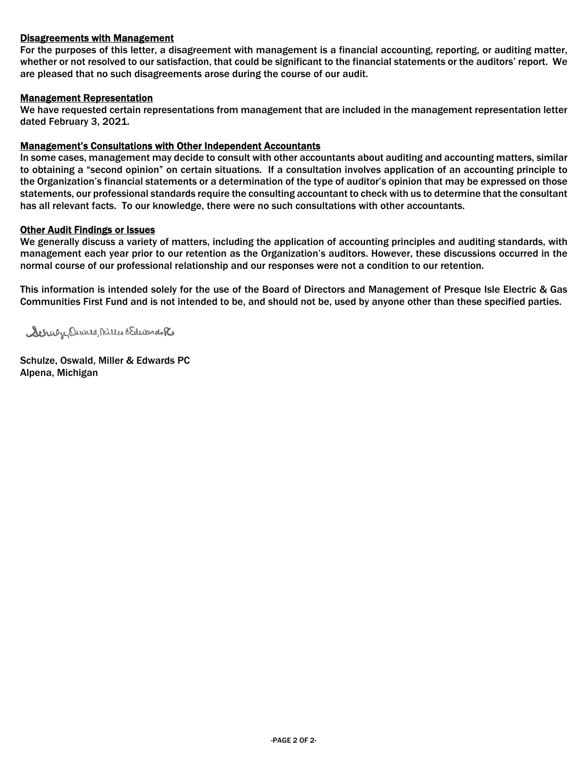## Disagreements with Management

For the purposes of this letter, a disagreement with management is a financial accounting, reporting, or auditing matter, whether or not resolved to our satisfaction, that could be significant to the financial statements or the auditors' report. We are pleased that no such disagreements arose during the course of our audit.

## Management Representation

We have requested certain representations from management that are included in the management representation letter dated February 3, 2021.

## Management's Consultations with Other Independent Accountants

In some cases, management may decide to consult with other accountants about auditing and accounting matters, similar to obtaining a "second opinion" on certain situations. If a consultation involves application of an accounting principle to the Organization's financial statements or a determination of the type of auditor's opinion that may be expressed on those statements, our professional standards require the consulting accountant to check with us to determine that the consultant has all relevant facts. To our knowledge, there were no such consultations with other accountants.

## Other Audit Findings or Issues

We generally discuss a variety of matters, including the application of accounting principles and auditing standards, with management each year prior to our retention as the Organization's auditors. However, these discussions occurred in the normal course of our professional relationship and our responses were not a condition to our retention.

This information is intended solely for the use of the Board of Directors and Management of Presque Isle Electric & Gas Communities First Fund and is not intended to be, and should not be, used by anyone other than these specified parties.

*Schulze, Oswald, Miller & Edwards PC*

Schulze, Oswald, Miller & Edwards PC
Alpena, Michigan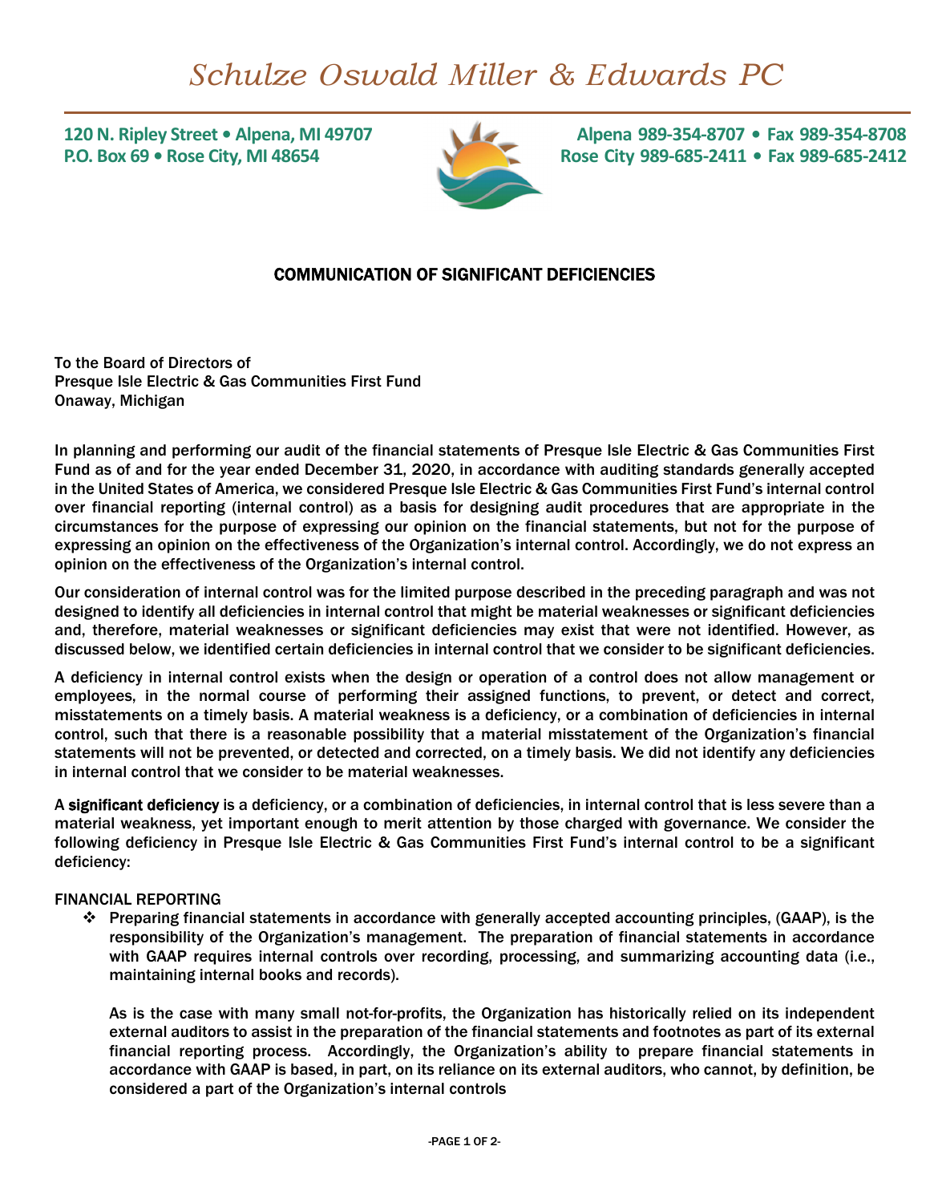# Schulze Oswald Miller & Edwards PC

120 N. Ripley Street • Alpena, MI 49707
P.O. Box 69 • Rose City, MI 48654

Alpena 989-354-8707 • Fax 989-354-8708
Rose City 989-685-2411 • Fax 989-685-2412

## COMMUNICATION OF SIGNIFICANT DEFICIENCIES

To the Board of Directors of
Presque Isle Electric & Gas Communities First Fund
Onaway, Michigan

In planning and performing our audit of the financial statements of Presque Isle Electric & Gas Communities First Fund as of and for the year ended December 31, 2020, in accordance with auditing standards generally accepted in the United States of America, we considered Presque Isle Electric & Gas Communities First Fund's internal control over financial reporting (internal control) as a basis for designing audit procedures that are appropriate in the circumstances for the purpose of expressing our opinion on the financial statements, but not for the purpose of expressing an opinion on the effectiveness of the Organization's internal control. Accordingly, we do not express an opinion on the effectiveness of the Organization's internal control.

Our consideration of internal control was for the limited purpose described in the preceding paragraph and was not designed to identify all deficiencies in internal control that might be material weaknesses or significant deficiencies and, therefore, material weaknesses or significant deficiencies may exist that were not identified. However, as discussed below, we identified certain deficiencies in internal control that we consider to be significant deficiencies.

A deficiency in internal control exists when the design or operation of a control does not allow management or employees, in the normal course of performing their assigned functions, to prevent, or detect and correct, misstatements on a timely basis. A material weakness is a deficiency, or a combination of deficiencies in internal control, such that there is a reasonable possibility that a material misstatement of the Organization's financial statements will not be prevented, or detected and corrected, on a timely basis. We did not identify any deficiencies in internal control that we consider to be material weaknesses.

A **significant deficiency** is a deficiency, or a combination of deficiencies, in internal control that is less severe than a material weakness, yet important enough to merit attention by those charged with governance. We consider the following deficiency in Presque Isle Electric & Gas Communities First Fund's internal control to be a significant deficiency:

FINANCIAL REPORTING

- Preparing financial statements in accordance with generally accepted accounting principles, (GAAP), is the responsibility of the Organization's management. The preparation of financial statements in accordance with GAAP requires internal controls over recording, processing, and summarizing accounting data (i.e., maintaining internal books and records).

  As is the case with many small not-for-profits, the Organization has historically relied on its independent external auditors to assist in the preparation of the financial statements and footnotes as part of its external financial reporting process. Accordingly, the Organization's ability to prepare financial statements in accordance with GAAP is based, in part, on its reliance on its external auditors, who cannot, by definition, be considered a part of the Organization's internal controls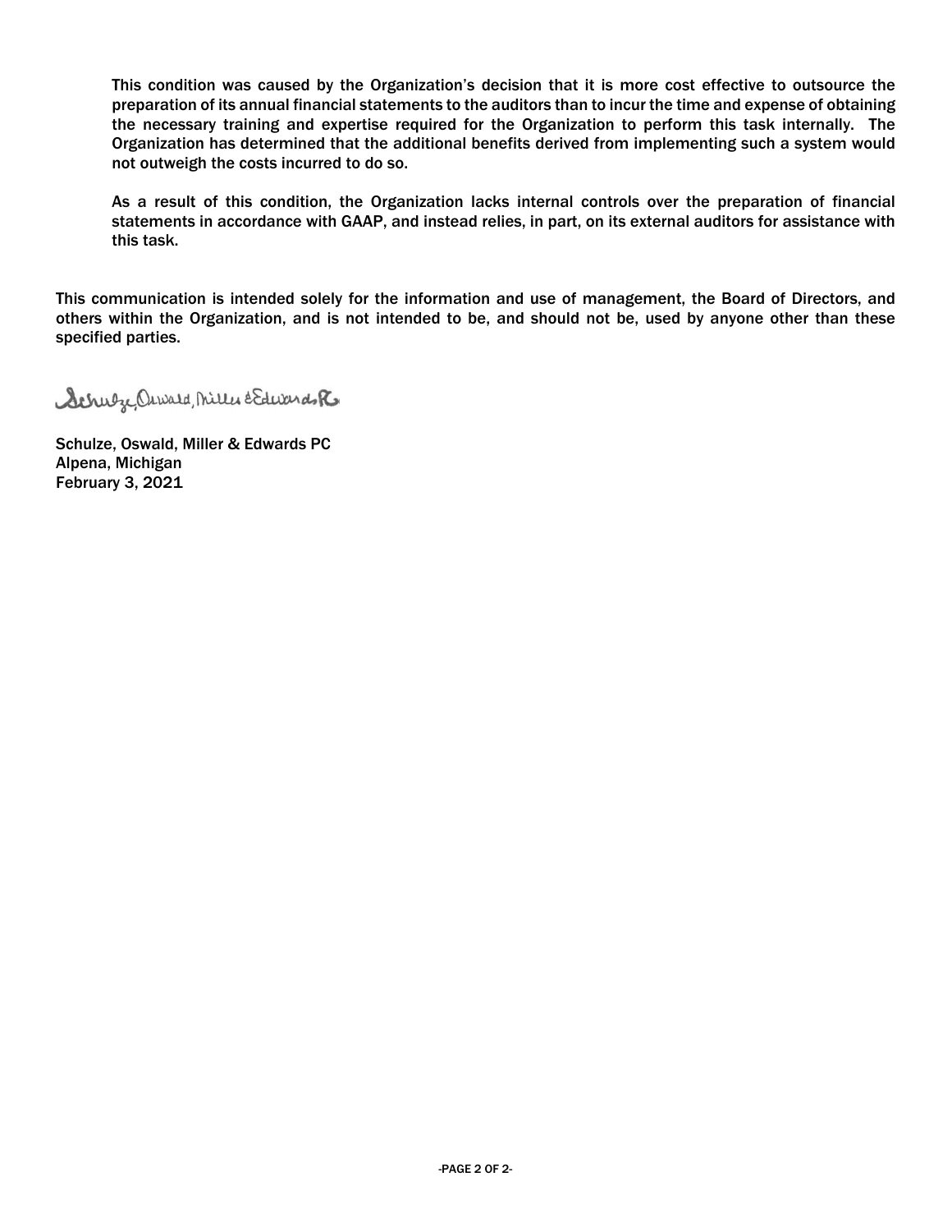This condition was caused by the Organization's decision that it is more cost effective to outsource the preparation of its annual financial statements to the auditors than to incur the time and expense of obtaining the necessary training and expertise required for the Organization to perform this task internally. The Organization has determined that the additional benefits derived from implementing such a system would not outweigh the costs incurred to do so.

As a result of this condition, the Organization lacks internal controls over the preparation of financial statements in accordance with GAAP, and instead relies, in part, on its external auditors for assistance with this task.

This communication is intended solely for the information and use of management, the Board of Directors, and others within the Organization, and is not intended to be, and should not be, used by anyone other than these specified parties.

Schulze, Oswald, Miller & Edwards PC

Schulze, Oswald, Miller & Edwards PC
Alpena, Michigan
February 3, 2021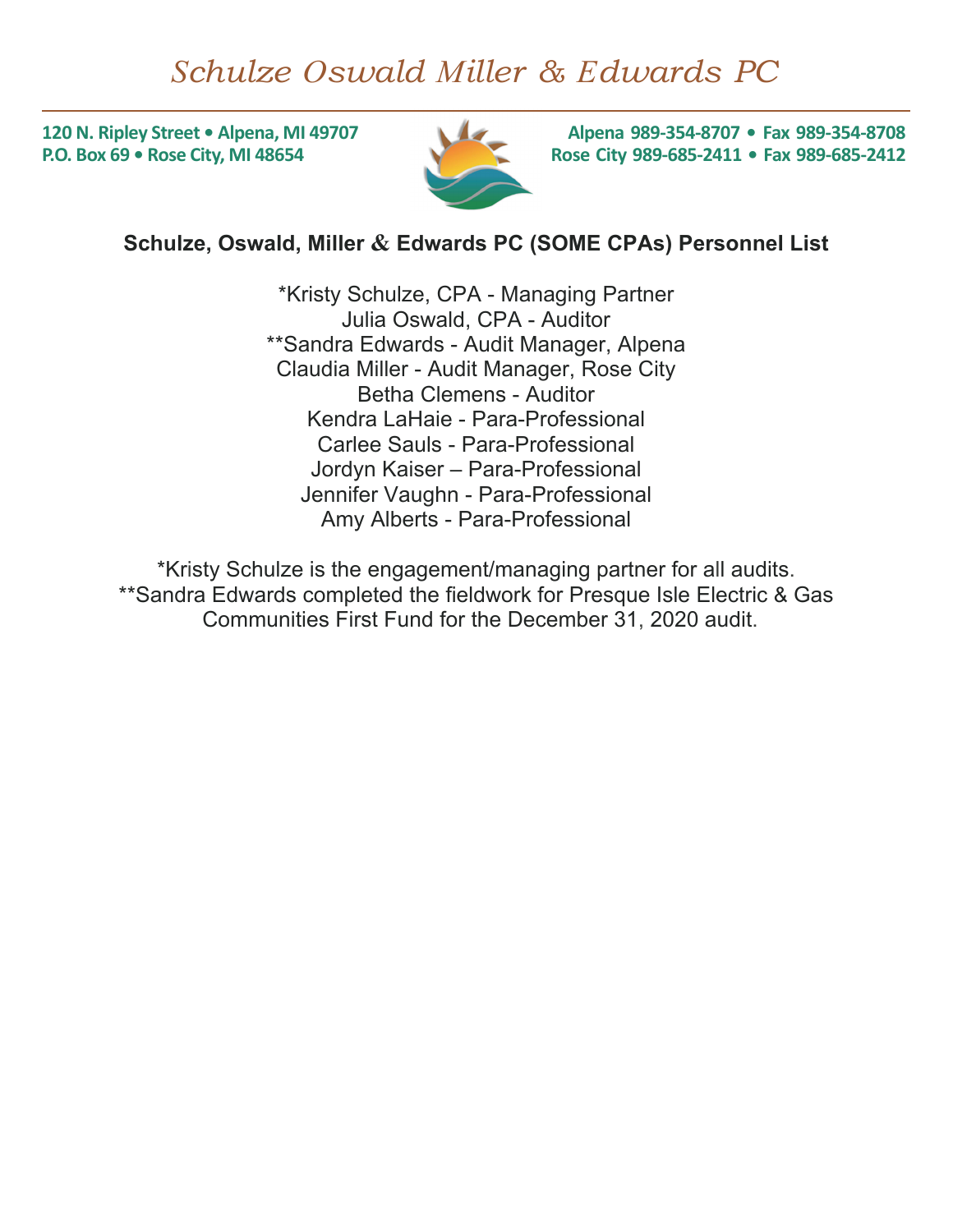# Schulze Oswald Miller & Edwards PC

120 N. Ripley Street • Alpena, MI 49707
P.O. Box 69 • Rose City, MI 48654

Alpena 989-354-8707 • Fax 989-354-8708
Rose City 989-685-2411 • Fax 989-685-2412

## Schulze, Oswald, Miller & Edwards PC (SOME CPAs) Personnel List

*Kristy Schulze, CPA - Managing Partner
Julia Oswald, CPA - Auditor
**Sandra Edwards - Audit Manager, Alpena
Claudia Miller - Audit Manager, Rose City
Betha Clemens - Auditor
Kendra LaHaie - Para-Professional
Carlee Sauls - Para-Professional
Jordyn Kaiser – Para-Professional
Jennifer Vaughn - Para-Professional
Amy Alberts - Para-Professional

*Kristy Schulze is the engagement/managing partner for all audits.
**Sandra Edwards completed the fieldwork for Presque Isle Electric & Gas Communities First Fund for the December 31, 2020 audit.